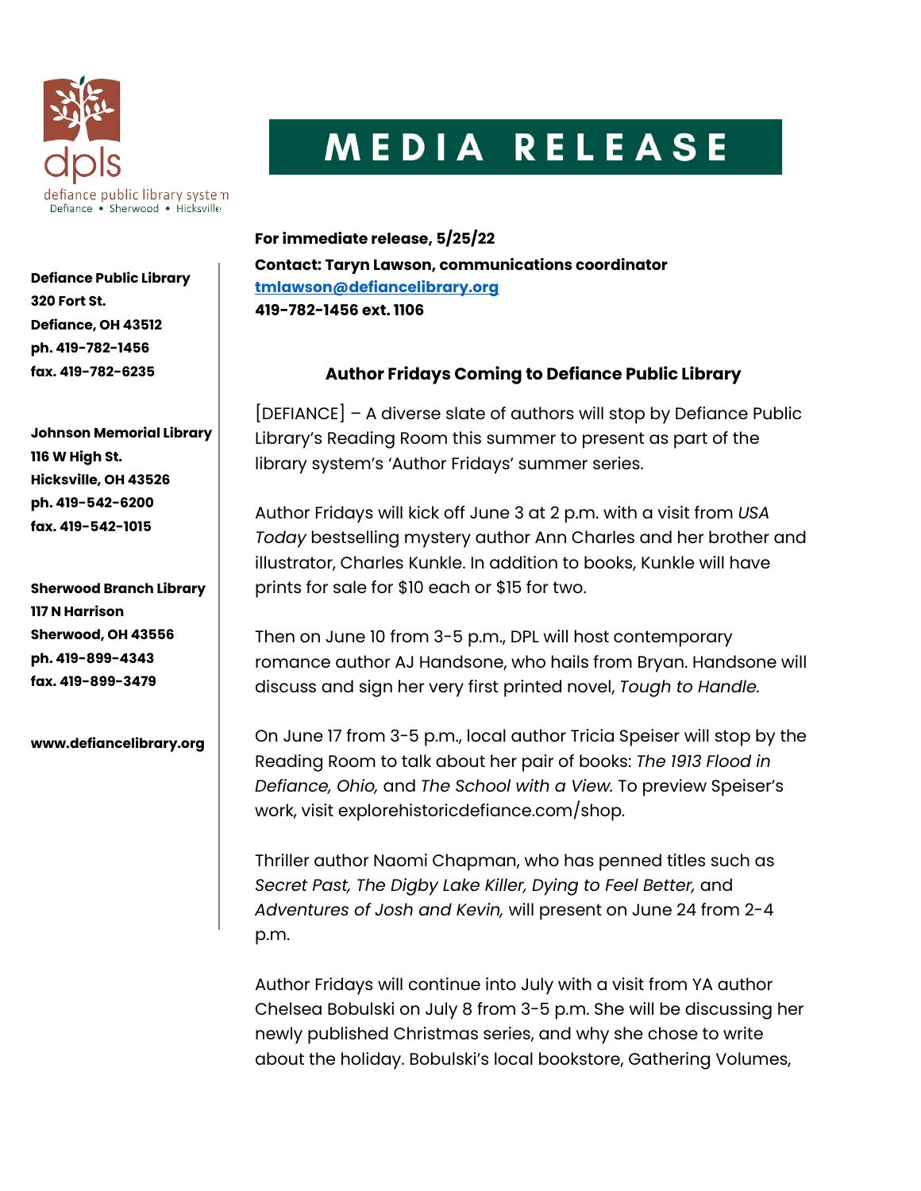dpls
defiance public library system
Defiance • Sherwood • Hicksville

# MEDIA RELEASE

**Defiance Public Library**
**320 Fort St.**
**Defiance, OH 43512**
**ph. 419-782-1456**
**fax. 419-782-6235**

**Johnson Memorial Library**
**116 W High St.**
**Hicksville, OH 43526**
**ph. 419-542-6200**
**fax. 419-542-1015**

**Sherwood Branch Library**
**117 N Harrison**
**Sherwood, OH 43556**
**ph. 419-899-4343**
**fax. 419-899-3479**

**www.defiancelibrary.org**

**For immediate release, 5/25/22**
**Contact: Taryn Lawson, communications coordinator**
**tmlawson@defiancelibrary.org**
**419-782-1456 ext. 1106**

## Author Fridays Coming to Defiance Public Library

[DEFIANCE] – A diverse slate of authors will stop by Defiance Public Library's Reading Room this summer to present as part of the library system's 'Author Fridays' summer series.

Author Fridays will kick off June 3 at 2 p.m. with a visit from *USA Today* bestselling mystery author Ann Charles and her brother and illustrator, Charles Kunkle. In addition to books, Kunkle will have prints for sale for $10 each or $15 for two.

Then on June 10 from 3-5 p.m., DPL will host contemporary romance author AJ Handsone, who hails from Bryan. Handsone will discuss and sign her very first printed novel, *Tough to Handle.*

On June 17 from 3-5 p.m., local author Tricia Speiser will stop by the Reading Room to talk about her pair of books: *The 1913 Flood in Defiance, Ohio,* and *The School with a View.* To preview Speiser's work, visit explorehistoricdefiance.com/shop.

Thriller author Naomi Chapman, who has penned titles such as *Secret Past, The Digby Lake Killer, Dying to Feel Better,* and *Adventures of Josh and Kevin,* will present on June 24 from 2-4 p.m.

Author Fridays will continue into July with a visit from YA author Chelsea Bobulski on July 8 from 3-5 p.m. She will be discussing her newly published Christmas series, and why she chose to write about the holiday. Bobulski's local bookstore, Gathering Volumes,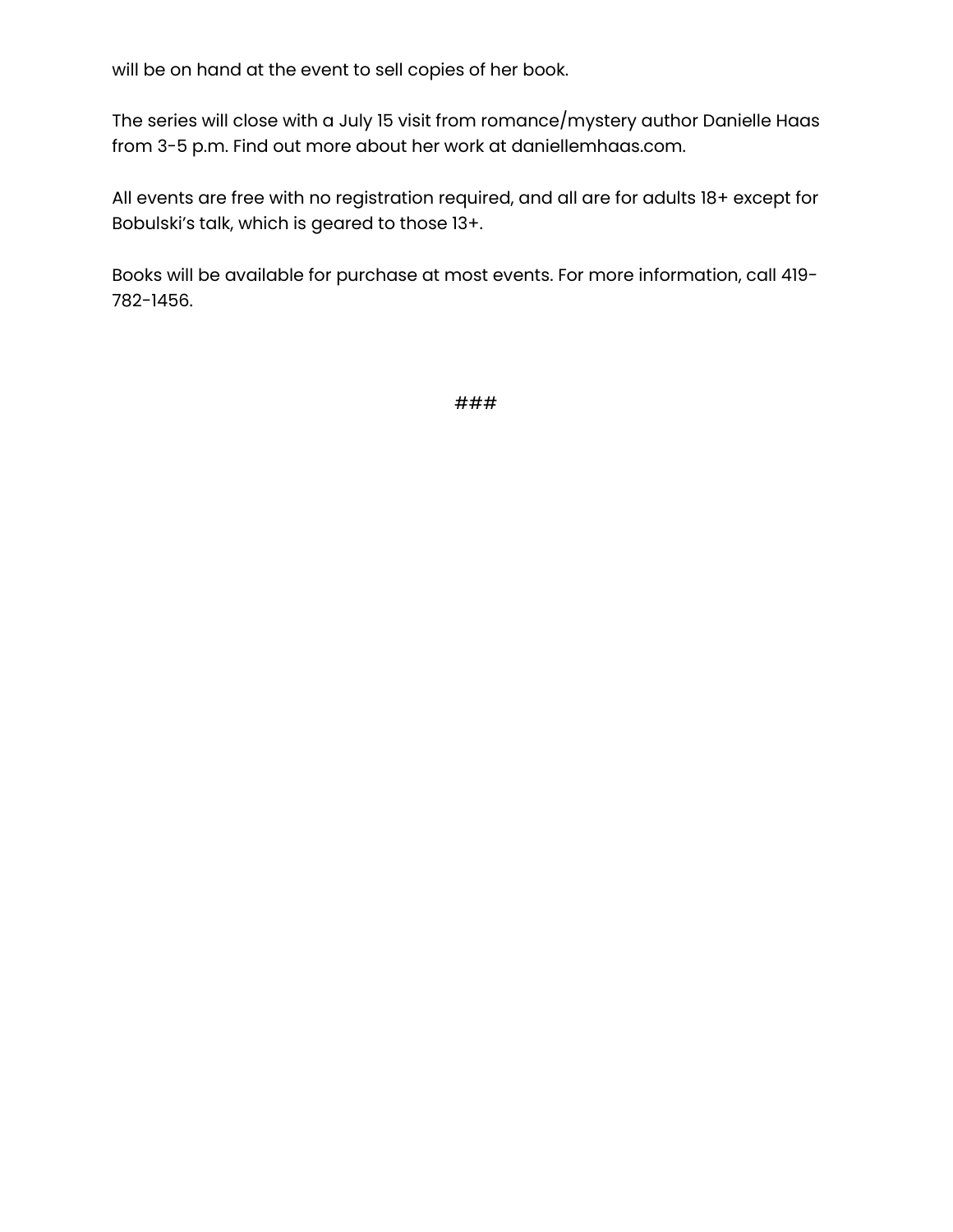will be on hand at the event to sell copies of her book.

The series will close with a July 15 visit from romance/mystery author Danielle Haas from 3-5 p.m. Find out more about her work at daniellemhaas.com.

All events are free with no registration required, and all are for adults 18+ except for Bobulski's talk, which is geared to those 13+.

Books will be available for purchase at most events. For more information, call 419-782-1456.

###